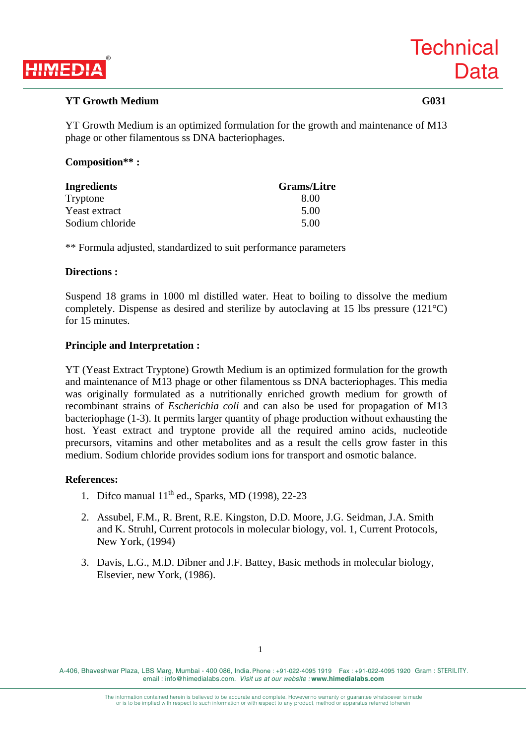# Technical Data

## YT Growth Medium — G031

YT Growth Medium is an optimized formulation for the growth and maintenance of M13 phage or other filamentous ss DNA bacteriophages.

**Composition\*\* :**

| Ingredients | Grams/Litre |
|---|---|
| Tryptone | 8.00 |
| Yeast extract | 5.00 |
| Sodium chloride | 5.00 |

** Formula adjusted, standardized to suit performance parameters

**Directions :**

Suspend 18 grams in 1000 ml distilled water. Heat to boiling to dissolve the medium completely. Dispense as desired and sterilize by autoclaving at 15 lbs pressure (121°C) for 15 minutes.

**Principle and Interpretation :**

YT (Yeast Extract Tryptone) Growth Medium is an optimized formulation for the growth and maintenance of M13 phage or other filamentous ss DNA bacteriophages. This media was originally formulated as a nutritionally enriched growth medium for growth of recombinant strains of *Escherichia coli* and can also be used for propagation of M13 bacteriophage (1-3). It permits larger quantity of phage production without exhausting the host. Yeast extract and tryptone provide all the required amino acids, nucleotide precursors, vitamins and other metabolites and as a result the cells grow faster in this medium. Sodium chloride provides sodium ions for transport and osmotic balance.

**References:**

1. Difco manual 11th ed., Sparks, MD (1998), 22-23
2. Assubel, F.M., R. Brent, R.E. Kingston, D.D. Moore, J.G. Seidman, J.A. Smith and K. Struhl, Current protocols in molecular biology, vol. 1, Current Protocols, New York, (1994)
3. Davis, L.G., M.D. Dibner and J.F. Battey, Basic methods in molecular biology, Elsevier, new York, (1986).

A-406, Bhaveshwar Plaza, LBS Marg, Mumbai - 400 086, India. Phone : +91-022-4095 1919 Fax : +91-022-4095 1920 Gram : STERILITY.
email : info@himedialabs.com. *Visit us at our website :* **www.himedialabs.com**

The information contained herein is believed to be accurate and complete. However no warranty or guarantee whatsoever is made or is to be implied with respect to such information or with respect to any product, method or apparatus referred to herein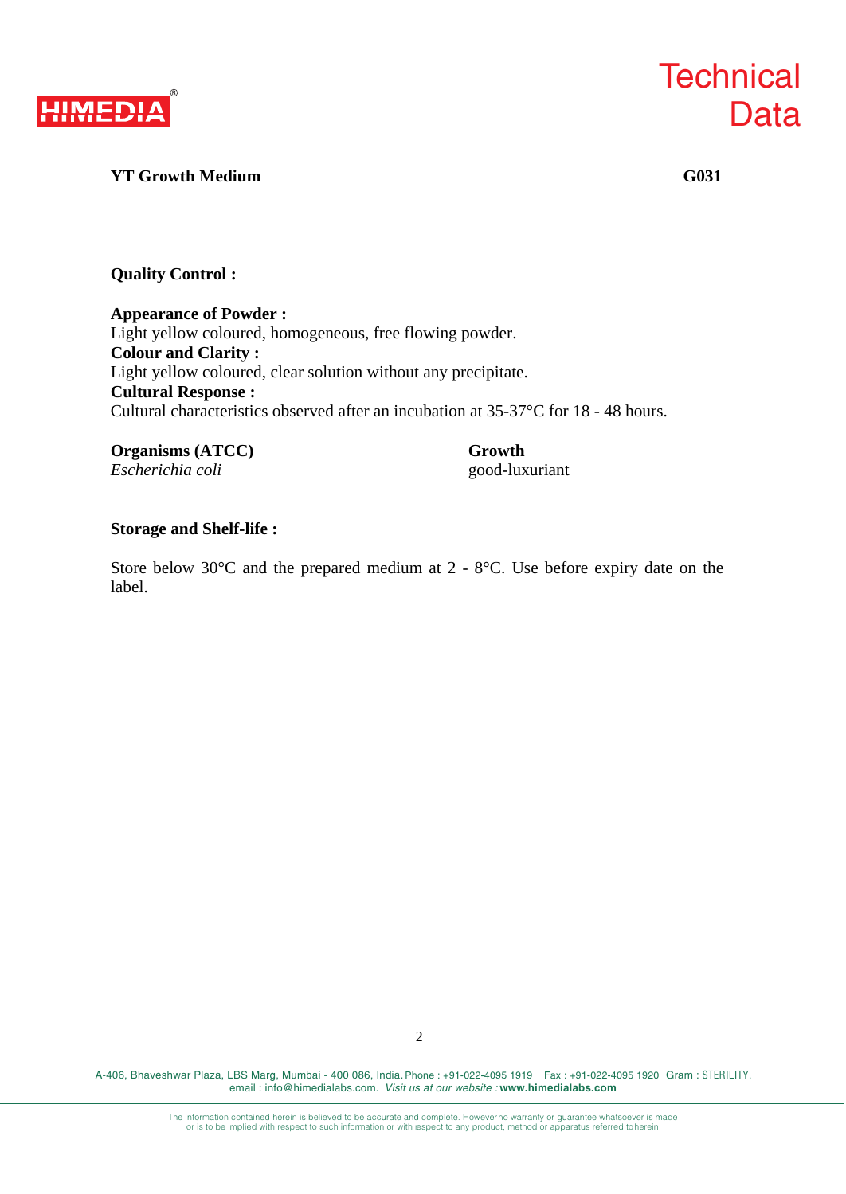**YT Growth Medium** **G031**

**Quality Control :**

**Appearance of Powder :**
Light yellow coloured, homogeneous, free flowing powder.
**Colour and Clarity :**
Light yellow coloured, clear solution without any precipitate.
**Cultural Response :**
Cultural characteristics observed after an incubation at 35-37°C for 18 - 48 hours.

| Organisms (ATCC) | Growth |
|---|---|
| *Escherichia coli* | good-luxuriant |

**Storage and Shelf-life :**

Store below 30°C and the prepared medium at 2 - 8°C. Use before expiry date on the label.

A-406, Bhaveshwar Plaza, LBS Marg, Mumbai - 400 086, India. Phone : +91-022-4095 1919 Fax : +91-022-4095 1920 Gram : STERILITY.
email : info@himedialabs.com. *Visit us at our website :* **www.himedialabs.com**

The information contained herein is believed to be accurate and complete. However no warranty or guarantee whatsoever is made or is to be implied with respect to such information or with respect to any product, method or apparatus referred to herein